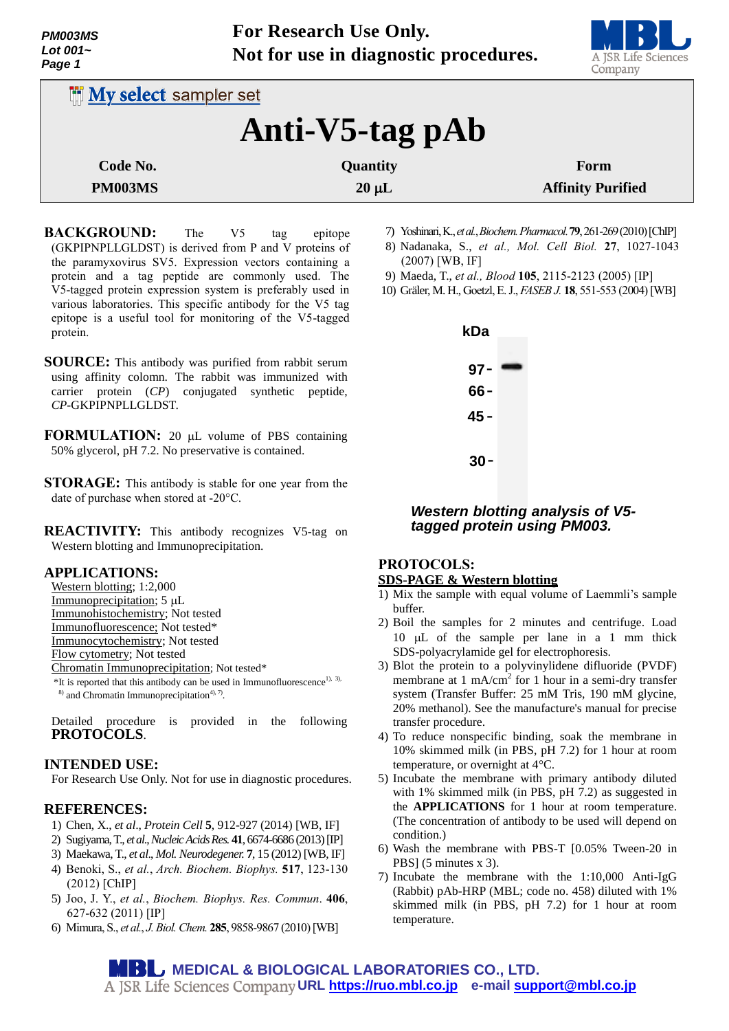For Research Use Only.
Not for use in diagnostic procedures.

My select sampler set

# Anti-V5-tag pAb

| Code No. | Quantity | Form |
|---|---|---|
| PM003MS | 20 µL | Affinity Purified |

**BACKGROUND:** The V5 tag epitope (GKPIPNPLLGLDST) is derived from P and V proteins of the paramyxovirus SV5. Expression vectors containing a protein and a tag peptide are commonly used. The V5-tagged protein expression system is preferably used in various laboratories. This specific antibody for the V5 tag epitope is a useful tool for monitoring of the V5-tagged protein.

**SOURCE:** This antibody was purified from rabbit serum using affinity colomn. The rabbit was immunized with carrier protein (*CP*) conjugated synthetic peptide, *CP*-GKPIPNPLLGLDST.

**FORMULATION:** 20 µL volume of PBS containing 50% glycerol, pH 7.2. No preservative is contained.

**STORAGE:** This antibody is stable for one year from the date of purchase when stored at -20°C.

**REACTIVITY:** This antibody recognizes V5-tag on Western blotting and Immunoprecipitation.

**APPLICATIONS:**

Western blotting; 1:2,000
Immunoprecipitation; 5 µL
Immunohistochemistry; Not tested
Immunofluorescence; Not tested*
Immunocytochemistry; Not tested
Flow cytometry; Not tested
Chromatin Immunoprecipitation; Not tested*

*It is reported that this antibody can be used in Immunofluorescence[1), 3), 8)] and Chromatin Immunoprecipitation[4), 7)].

Detailed procedure is provided in the following **PROTOCOLS**.

**INTENDED USE:**
For Research Use Only. Not for use in diagnostic procedures.

**REFERENCES:**

1) Chen, X., *et al*., *Protein Cell* **5**, 912-927 (2014) [WB, IF]
2) Sugiyama, T., *et al*., *Nucleic Acids Res.* **41**, 6674-6686 (2013) [IP]
3) Maekawa, T., *et al*., *Mol. Neurodegener.* **7**, 15 (2012) [WB, IF]
4) Benoki, S., *et al.*, *Arch. Biochem. Biophys.* **517**, 123-130 (2012) [ChIP]
5) Joo, J. Y., *et al.*, *Biochem. Biophys. Res. Commun*. **406**, 627-632 (2011) [IP]
6) Mimura, S., *et al*., *J. Biol. Chem.* **285**, 9858-9867 (2010) [WB]
7) Yoshinari, K., *et al*., *Biochem. Pharmacol.* **79**, 261-269 (2010) [ChIP]
8) Nadanaka, S., *et al., Mol. Cell Biol.* **27**, 1027-1043 (2007) [WB, IF]
9) Maeda, T., *et al., Blood* **105**, 2115-2123 (2005) [IP]
10) Gräler, M. H., Goetzl, E. J., *FASEB J.* **18**, 551-553 (2004) [WB]

kDa: 97 - 66 - 45 - 30 -

*Western blotting analysis of V5-tagged protein using PM003.*

**PROTOCOLS:**

**SDS-PAGE & Western blotting**

1) Mix the sample with equal volume of Laemmli's sample buffer.
2) Boil the samples for 2 minutes and centrifuge. Load 10 µL of the sample per lane in a 1 mm thick SDS-polyacrylamide gel for electrophoresis.
3) Blot the protein to a polyvinylidene difluoride (PVDF) membrane at 1 mA/cm$^2$ for 1 hour in a semi-dry transfer system (Transfer Buffer: 25 mM Tris, 190 mM glycine, 20% methanol). See the manufacture's manual for precise transfer procedure.
4) To reduce nonspecific binding, soak the membrane in 10% skimmed milk (in PBS, pH 7.2) for 1 hour at room temperature, or overnight at 4°C.
5) Incubate the membrane with primary antibody diluted with 1% skimmed milk (in PBS, pH 7.2) as suggested in the **APPLICATIONS** for 1 hour at room temperature. (The concentration of antibody to be used will depend on condition.)
6) Wash the membrane with PBS-T [0.05% Tween-20 in PBS] (5 minutes x 3).
7) Incubate the membrane with the 1:10,000 Anti-IgG (Rabbit) pAb-HRP (MBL; code no. 458) diluted with 1% skimmed milk (in PBS, pH 7.2) for 1 hour at room temperature.

MEDICAL & BIOLOGICAL LABORATORIES CO., LTD.
A JSR Life Sciences Company URL https://ruo.mbl.co.jp e-mail support@mbl.co.jp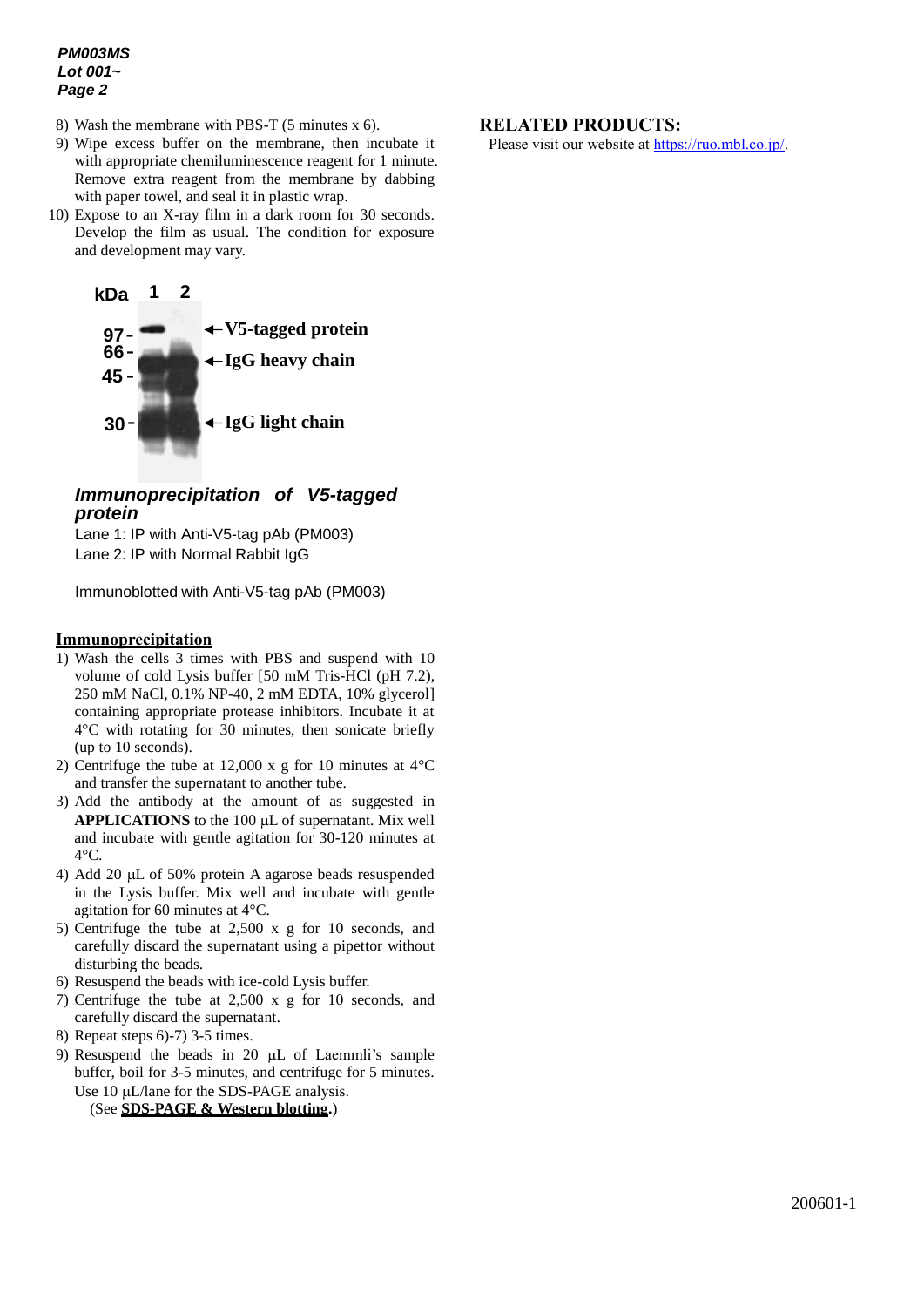8) Wash the membrane with PBS-T (5 minutes x 6).
9) Wipe excess buffer on the membrane, then incubate it with appropriate chemiluminescence reagent for 1 minute. Remove extra reagent from the membrane by dabbing with paper towel, and seal it in plastic wrap.
10) Expose to an X-ray film in a dark room for 30 seconds. Develop the film as usual. The condition for exposure and development may vary.

kDa 1 2

97-
66-
45-
30-

←V5-tagged protein
←IgG heavy chain
←IgG light chain

***Immunoprecipitation of V5-tagged protein***

Lane 1: IP with Anti-V5-tag pAb (PM003)
Lane 2: IP with Normal Rabbit IgG

Immunoblotted with Anti-V5-tag pAb (PM003)

## Immunoprecipitation

1) Wash the cells 3 times with PBS and suspend with 10 volume of cold Lysis buffer [50 mM Tris-HCl (pH 7.2), 250 mM NaCl, 0.1% NP-40, 2 mM EDTA, 10% glycerol] containing appropriate protease inhibitors. Incubate it at 4°C with rotating for 30 minutes, then sonicate briefly (up to 10 seconds).
2) Centrifuge the tube at 12,000 x g for 10 minutes at 4°C and transfer the supernatant to another tube.
3) Add the antibody at the amount of as suggested in **APPLICATIONS** to the 100 μL of supernatant. Mix well and incubate with gentle agitation for 30-120 minutes at 4°C.
4) Add 20 μL of 50% protein A agarose beads resuspended in the Lysis buffer. Mix well and incubate with gentle agitation for 60 minutes at 4°C.
5) Centrifuge the tube at 2,500 x g for 10 seconds, and carefully discard the supernatant using a pipettor without disturbing the beads.
6) Resuspend the beads with ice-cold Lysis buffer.
7) Centrifuge the tube at 2,500 x g for 10 seconds, and carefully discard the supernatant.
8) Repeat steps 6)-7) 3-5 times.
9) Resuspend the beads in 20 μL of Laemmli's sample buffer, boil for 3-5 minutes, and centrifuge for 5 minutes. Use 10 μL/lane for the SDS-PAGE analysis.
   (See **SDS-PAGE & Western blotting**.)

## RELATED PRODUCTS:

Please visit our website at https://ruo.mbl.co.jp/.

200601-1